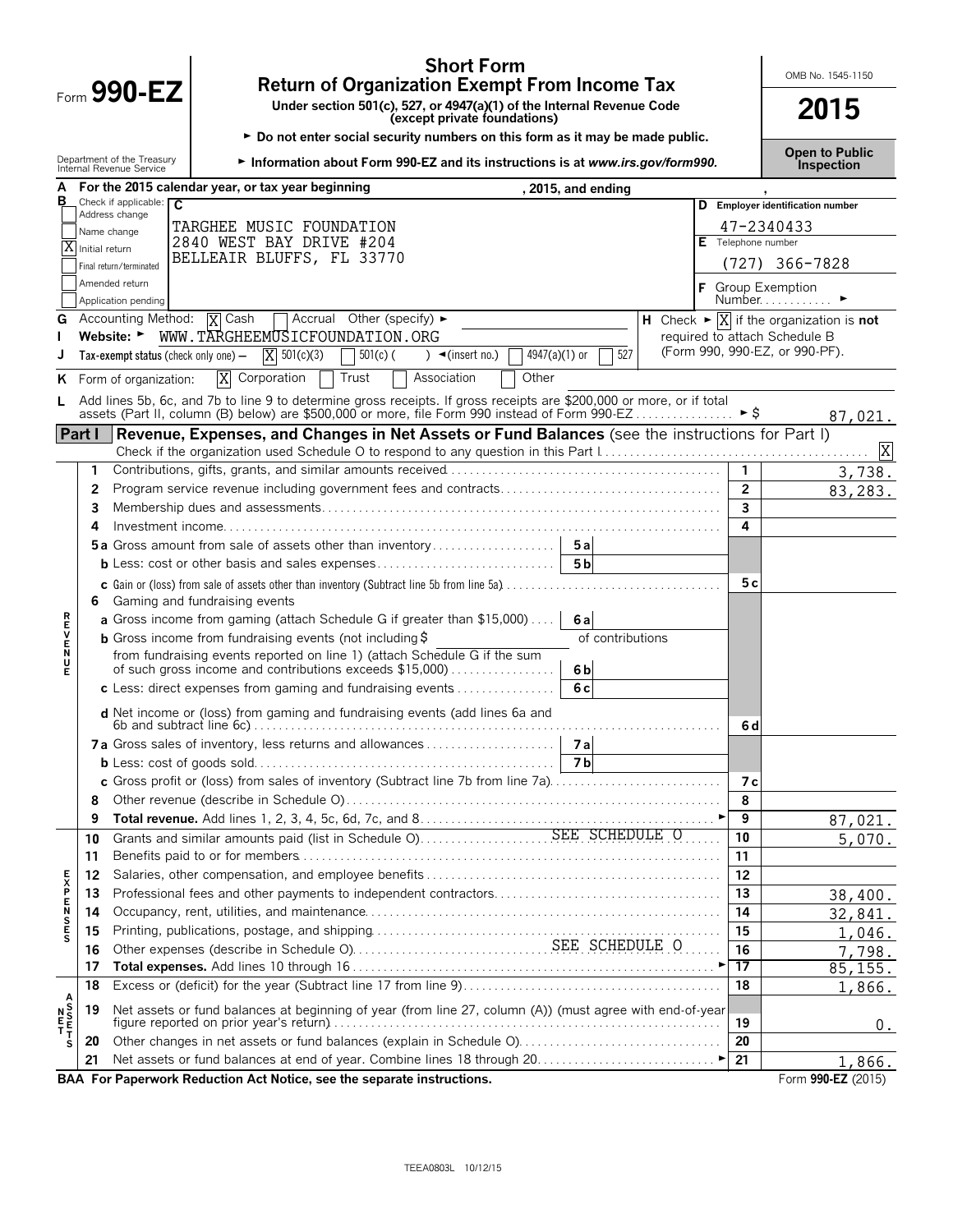# Form 990-EZ

## Short Form
## Return of Organization Exempt From Income Tax

**Under section 501(c), 527, or 4947(a)(1) of the Internal Revenue Code (except private foundations)**

► Do not enter social security numbers on this form as it may be made public.

► Information about Form 990-EZ and its instructions is at *www.irs.gov/form990.*

Department of the Treasury
Internal Revenue Service

OMB No. 1545-1150

**2015**

**Open to Public Inspection**

**A** For the 2015 calendar year, or tax year beginning , 2015, and ending ,

**B** Check if applicable:
- [ ] Address change
- [ ] Name change
- [X] Initial return
- [ ] Final return/terminated
- [ ] Amended return
- [ ] Application pending

**C**
TARGHEE MUSIC FOUNDATION
2840 WEST BAY DRIVE #204
BELLEAIR BLUFFS, FL 33770

**D** Employer identification number: 47-2340433

**E** Telephone number: (727) 366-7828

**F** Group Exemption Number ►

**G** Accounting Method: [X] Cash [ ] Accrual Other (specify) ►

**H** Check ► [X] if the organization is **not** required to attach Schedule B (Form 990, 990-EZ, or 990-PF).

**I** Website: ► WWW.TARGHEEMUSICFOUNDATION.ORG

**J** Tax-exempt status (check only one) — [X] 501(c)(3) [ ] 501(c) ( ) ◄(insert no.) [ ] 4947(a)(1) or [ ] 527

**K** Form of organization: [X] Corporation [ ] Trust [ ] Association [ ] Other

**L** Add lines 5b, 6c, and 7b to line 9 to determine gross receipts. If gross receipts are $200,000 or more, or if total assets (Part II, column (B) below) are $500,000 or more, file Form 990 instead of Form 990-EZ ► $ 87,021.

## Part I — Revenue, Expenses, and Changes in Net Assets or Fund Balances (see the instructions for Part I)

Check if the organization used Schedule O to respond to any question in this Part I [X]

| | Line | Description | Sub-line | Sub-amount | Line no. | Amount |
|---|---|---|---|---|---|---|
| REVENUE | 1 | Contributions, gifts, grants, and similar amounts received | | | 1 | 3,738. |
| | 2 | Program service revenue including government fees and contracts | | | 2 | 83,283. |
| | 3 | Membership dues and assessments | | | 3 | |
| | 4 | Investment income | | | 4 | |
| | 5a | Gross amount from sale of assets other than inventory | 5a | | | |
| | b | Less: cost or other basis and sales expenses | 5b | | | |
| | c | Gain or (loss) from sale of assets other than inventory (Subtract line 5b from line 5a) | | | 5c | |
| | 6 | Gaming and fundraising events | | | | |
| | a | Gross income from gaming (attach Schedule G if greater than $15,000) | 6a | | | |
| | b | Gross income from fundraising events (not including $ of contributions from fundraising events reported on line 1) (attach Schedule G if the sum of such gross income and contributions exceeds $15,000) | 6b | | | |
| | c | Less: direct expenses from gaming and fundraising events | 6c | | | |
| | d | Net income or (loss) from gaming and fundraising events (add lines 6a and 6b and subtract line 6c) | | | 6d | |
| | 7a | Gross sales of inventory, less returns and allowances | 7a | | | |
| | b | Less: cost of goods sold | 7b | | | |
| | c | Gross profit or (loss) from sales of inventory (Subtract line 7b from line 7a) | | | 7c | |
| | 8 | Other revenue (describe in Schedule O) | | | 8 | |
| | 9 | **Total revenue.** Add lines 1, 2, 3, 4, 5c, 6d, 7c, and 8 ► | | | 9 | 87,021. |
| EXPENSES | 10 | Grants and similar amounts paid (list in Schedule O) SEE SCHEDULE O | | | 10 | 5,070. |
| | 11 | Benefits paid to or for members | | | 11 | |
| | 12 | Salaries, other compensation, and employee benefits | | | 12 | |
| | 13 | Professional fees and other payments to independent contractors | | | 13 | 38,400. |
| | 14 | Occupancy, rent, utilities, and maintenance | | | 14 | 32,841. |
| | 15 | Printing, publications, postage, and shipping | | | 15 | 1,046. |
| | 16 | Other expenses (describe in Schedule O) SEE SCHEDULE O | | | 16 | 7,798. |
| | 17 | **Total expenses.** Add lines 10 through 16 ► | | | 17 | 85,155. |
| NET ASSETS | 18 | Excess or (deficit) for the year (Subtract line 17 from line 9) | | | 18 | 1,866. |
| | 19 | Net assets or fund balances at beginning of year (from line 27, column (A)) (must agree with end-of-year figure reported on prior year's return) | | | 19 | 0. |
| | 20 | Other changes in net assets or fund balances (explain in Schedule O) | | | 20 | |
| | 21 | Net assets or fund balances at end of year. Combine lines 18 through 20 ► | | | 21 | 1,866. |

**BAA For Paperwork Reduction Act Notice, see the separate instructions.** Form **990-EZ** (2015)

TEEA0803L 10/12/15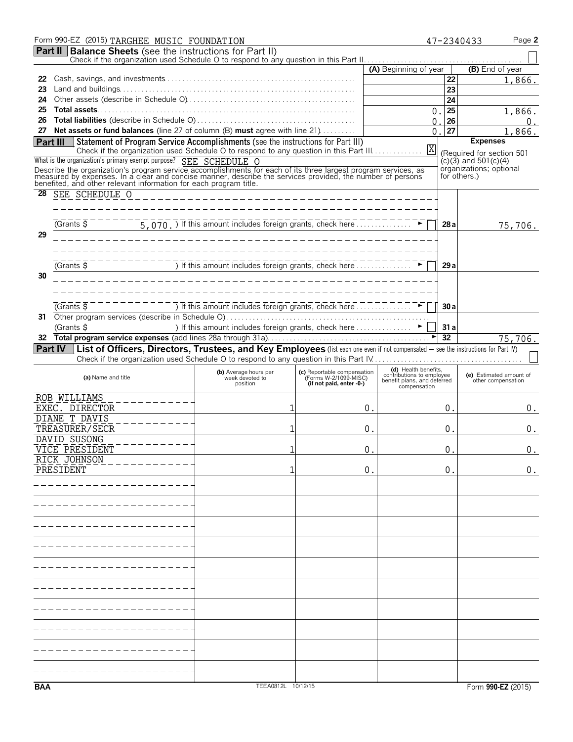Form 990-EZ (2015) TARGHEE MUSIC FOUNDATION 47-2340433 Page **2**

## Part II Balance Sheets (see the instructions for Part II)

Check if the organization used Schedule O to respond to any question in this Part II ☐

| | | (A) Beginning of year | | (B) End of year |
|---|---|---|---|---|
| 22 | Cash, savings, and investments | | 22 | 1,866. |
| 23 | Land and buildings | | 23 | |
| 24 | Other assets (describe in Schedule O) | | 24 | |
| 25 | **Total assets** | 0. | 25 | 1,866. |
| 26 | **Total liabilities** (describe in Schedule O) | 0. | 26 | 0. |
| 27 | **Net assets or fund balances** (line 27 of column (B) **must** agree with line 21) | 0. | 27 | 1,866. |

## Part III Statement of Program Service Accomplishments (see the instructions for Part III)

Check if the organization used Schedule O to respond to any question in this Part III ☒

What is the organization's primary exempt purpose? SEE SCHEDULE O

Describe the organization's program service accomplishments for each of its three largest program services, as measured by expenses. In a clear and concise manner, describe the services provided, the number of persons benefited, and other relevant information for each program title.

**Expenses** (Required for section 501(c)(3) and 501(c)(4) organizations; optional for others.)

| | | | Expenses |
|---|---|---|---|
| 28 | SEE SCHEDULE O (Grants $ 5,070. ) If this amount includes foreign grants, check here ☐ | 28a | 75,706. |
| 29 | (Grants $ ) If this amount includes foreign grants, check here ☐ | 29a | |
| 30 | (Grants $ ) If this amount includes foreign grants, check here ☐ | 30a | |
| 31 | Other program services (describe in Schedule O) (Grants $ ) If this amount includes foreign grants, check here ☐ | 31a | |
| 32 | **Total program service expenses** (add lines 28a through 31a) | 32 | 75,706. |

## Part IV List of Officers, Directors, Trustees, and Key Employees (list each one even if not compensated — see the instructions for Part IV)

Check if the organization used Schedule O to respond to any question in this Part IV ☐

| (a) Name and title | (b) Average hours per week devoted to position | (c) Reportable compensation (Forms W-2/1099-MISC) (if not paid, enter -0-) | (d) Health benefits, contributions to employee benefit plans, and deferred compensation | (e) Estimated amount of other compensation |
|---|---|---|---|---|
| ROB WILLIAMS EXEC. DIRECTOR | 1 | 0. | 0. | 0. |
| DIANE T DAVIS TREASURER/SECR | 1 | 0. | 0. | 0. |
| DAVID SUSONG VICE PRESIDENT | 1 | 0. | 0. | 0. |
| RICK JOHNSON PRESIDENT | 1 | 0. | 0. | 0. |

BAA TEEA0812L 10/12/15 Form **990-EZ** (2015)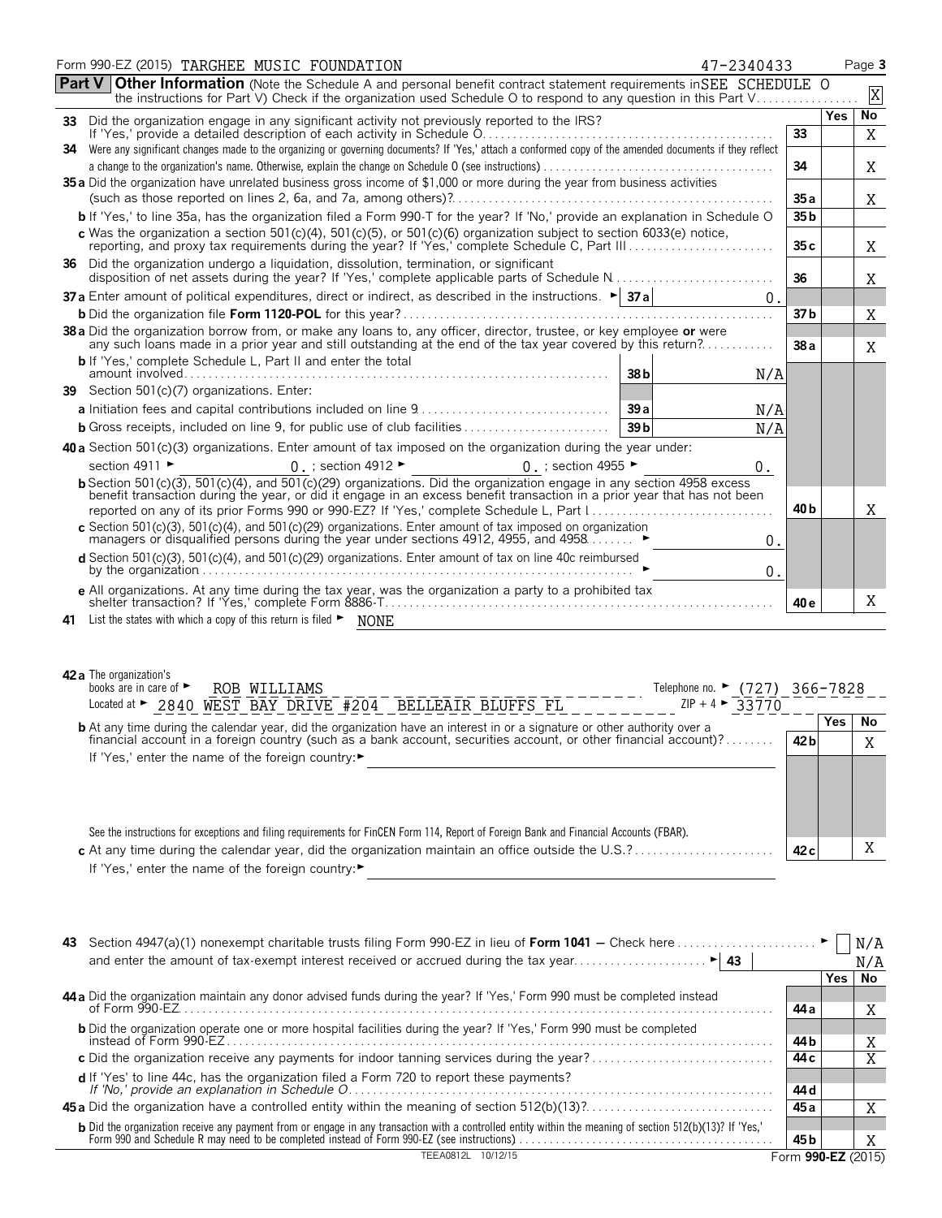Form 990-EZ (2015) TARGHEE MUSIC FOUNDATION 47-2340433 Page 3

**Part V Other Information** (Note the Schedule A and personal benefit contract statement requirements in the instructions for Part V) Check if the organization used Schedule O to respond to any question in this Part V SEE SCHEDULE O [X]

| | | | Yes | No |
|---|---|---|---|---|
| **33** | Did the organization engage in any significant activity not previously reported to the IRS? If 'Yes,' provide a detailed description of each activity in Schedule O | 33 | | X |
| **34** | Were any significant changes made to the organizing or governing documents? If 'Yes,' attach a conformed copy of the amended documents if they reflect a change to the organization's name. Otherwise, explain the change on Schedule O (see instructions) | 34 | | X |
| **35 a** | Did the organization have unrelated business gross income of $1,000 or more during the year from business activities (such as those reported on lines 2, 6a, and 7a, among others)? | 35 a | | X |
| **b** | If 'Yes,' to line 35a, has the organization filed a Form 990-T for the year? If 'No,' provide an explanation in Schedule O | 35 b | | |
| **c** | Was the organization a section 501(c)(4), 501(c)(5), or 501(c)(6) organization subject to section 6033(e) notice, reporting, and proxy tax requirements during the year? If 'Yes,' complete Schedule C, Part III | 35 c | | X |
| **36** | Did the organization undergo a liquidation, dissolution, termination, or significant disposition of net assets during the year? If 'Yes,' complete applicable parts of Schedule N | 36 | | X |
| **37 a** | Enter amount of political expenditures, direct or indirect, as described in the instructions. ► 37 a 0. | | | |
| **b** | Did the organization file **Form 1120-POL** for this year? | 37 b | | X |
| **38 a** | Did the organization borrow from, or make any loans to, any officer, director, trustee, or key employee **or** were any such loans made in a prior year and still outstanding at the end of the tax year covered by this return? | 38 a | | X |
| **b** | If 'Yes,' complete Schedule L, Part II and enter the total amount involved — 38 b N/A | | | |
| **39** | Section 501(c)(7) organizations. Enter: | | | |
| **a** | Initiation fees and capital contributions included on line 9 — 39 a N/A | | | |
| **b** | Gross receipts, included on line 9, for public use of club facilities — 39 b N/A | | | |
| **40 a** | Section 501(c)(3) organizations. Enter amount of tax imposed on the organization during the year under: section 4911 ► 0. ; section 4912 ► 0. ; section 4955 ► 0. | | | |
| **b** | Section 501(c)(3), 501(c)(4), and 501(c)(29) organizations. Did the organization engage in any section 4958 excess benefit transaction during the year, or did it engage in an excess benefit transaction in a prior year that has not been reported on any of its prior Forms 990 or 990-EZ? If 'Yes,' complete Schedule L, Part I | 40 b | | X |
| **c** | Section 501(c)(3), 501(c)(4), and 501(c)(29) organizations. Enter amount of tax imposed on organization managers or disqualified persons during the year under sections 4912, 4955, and 4958 ► 0. | | | |
| **d** | Section 501(c)(3), 501(c)(4), and 501(c)(29) organizations. Enter amount of tax on line 40c reimbursed by the organization ► 0. | | | |
| **e** | All organizations. At any time during the tax year, was the organization a party to a prohibited tax shelter transaction? If 'Yes,' complete Form 8886-T | 40 e | | X |

**41** List the states with which a copy of this return is filed ► NONE

**42 a** The organization's books are in care of ► ROB WILLIAMS Telephone no. ► (727) 366-7828
Located at ► 2840 WEST BAY DRIVE #204 BELLEAIR BLUFFS FL ZIP + 4 ► 33770

| | | | Yes | No |
|---|---|---|---|---|
| **b** | At any time during the calendar year, did the organization have an interest in or a signature or other authority over a financial account in a foreign country (such as a bank account, securities account, or other financial account)? If 'Yes,' enter the name of the foreign country: ► | 42 b | | X |
| | See the instructions for exceptions and filing requirements for FinCEN Form 114, Report of Foreign Bank and Financial Accounts (FBAR). | | | |
| **c** | At any time during the calendar year, did the organization maintain an office outside the U.S.? If 'Yes,' enter the name of the foreign country: ► | 42 c | | X |

**43** Section 4947(a)(1) nonexempt charitable trusts filing Form 990-EZ in lieu of **Form 1041** — Check here ► [ ] N/A
and enter the amount of tax-exempt interest received or accrued during the tax year ► 43 N/A

| | | | Yes | No |
|---|---|---|---|---|
| **44 a** | Did the organization maintain any donor advised funds during the year? If 'Yes,' Form 990 must be completed instead of Form 990-EZ | 44 a | | X |
| **b** | Did the organization operate one or more hospital facilities during the year? If 'Yes,' Form 990 must be completed instead of Form 990-EZ | 44 b | | X |
| **c** | Did the organization receive any payments for indoor tanning services during the year? | 44 c | | X |
| **d** | If 'Yes' to line 44c, has the organization filed a Form 720 to report these payments? *If 'No,' provide an explanation in Schedule O* | 44 d | | |
| **45 a** | Did the organization have a controlled entity within the meaning of section 512(b)(13)? | 45 a | | X |
| **b** | Did the organization receive any payment from or engage in any transaction with a controlled entity within the meaning of section 512(b)(13)? If 'Yes,' Form 990 and Schedule R may need to be completed instead of Form 990-EZ (see instructions) | 45 b | | X |

TEEA0812L 10/12/15 Form **990-EZ** (2015)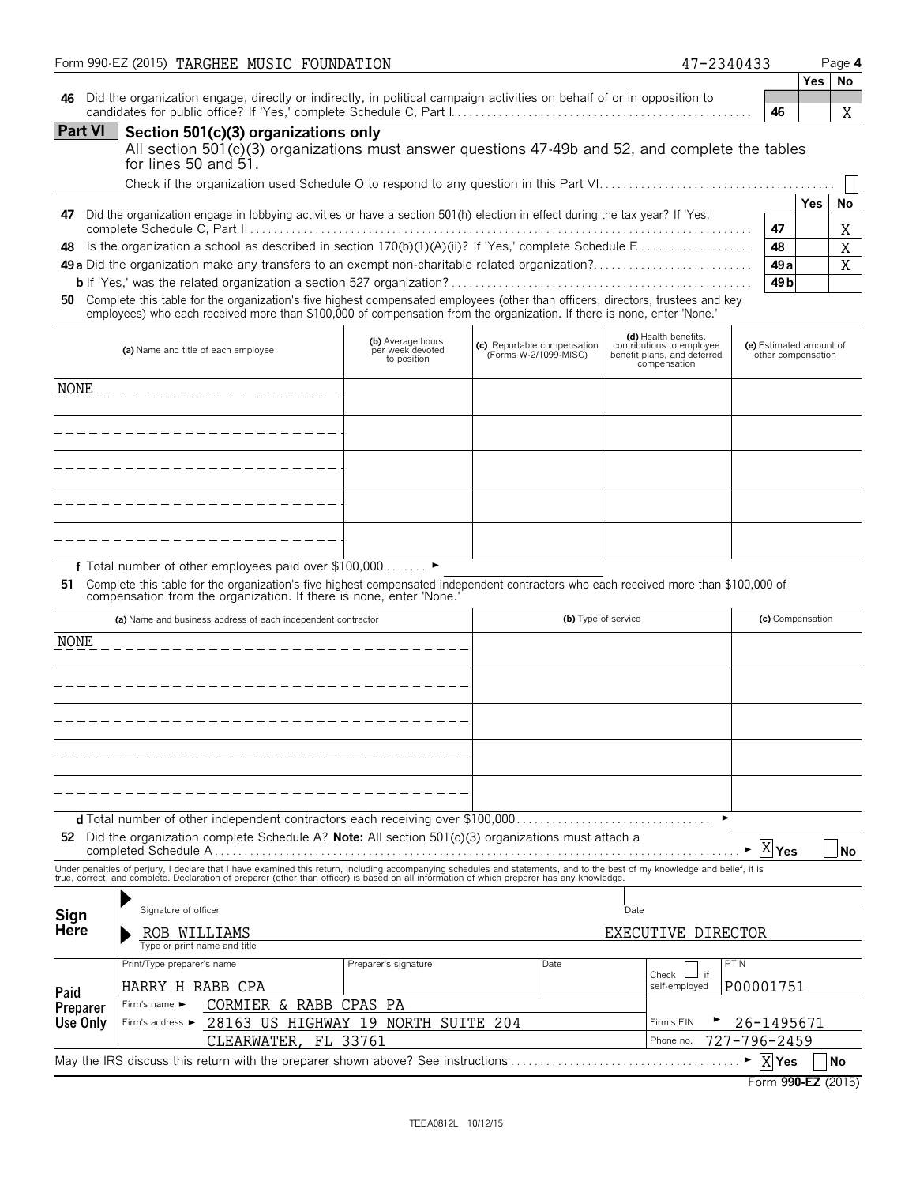Form 990-EZ (2015) TARGHEE MUSIC FOUNDATION 47-2340433 Page 4

| | | Yes | No |
|---|---|---|---|
| **46** Did the organization engage, directly or indirectly, in political campaign activities on behalf of or in opposition to candidates for public office? If 'Yes,' complete Schedule C, Part I | 46 | | X |

## Part VI Section 501(c)(3) organizations only

All section 501(c)(3) organizations must answer questions 47-49b and 52, and complete the tables for lines 50 and 51.

Check if the organization used Schedule O to respond to any question in this Part VI ☐

| | | Yes | No |
|---|---|---|---|
| **47** Did the organization engage in lobbying activities or have a section 501(h) election in effect during the tax year? If 'Yes,' complete Schedule C, Part II | 47 | | X |
| **48** Is the organization a school as described in section 170(b)(1)(A)(ii)? If 'Yes,' complete Schedule E | 48 | | X |
| **49a** Did the organization make any transfers to an exempt non-charitable related organization? | 49a | | X |
| **b** If 'Yes,' was the related organization a section 527 organization? | 49b | | |

**50** Complete this table for the organization's five highest compensated employees (other than officers, directors, trustees and key employees) who each received more than $100,000 of compensation from the organization. If there is none, enter 'None.'

| (a) Name and title of each employee | (b) Average hours per week devoted to position | (c) Reportable compensation (Forms W-2/1099-MISC) | (d) Health benefits, contributions to employee benefit plans, and deferred compensation | (e) Estimated amount of other compensation |
|---|---|---|---|---|
| NONE | | | | |
| | | | | |
| | | | | |
| | | | | |
| | | | | |

**f** Total number of other employees paid over $100,000 ►

**51** Complete this table for the organization's five highest compensated independent contractors who each received more than $100,000 of compensation from the organization. If there is none, enter 'None.'

| (a) Name and business address of each independent contractor | (b) Type of service | (c) Compensation |
|---|---|---|
| NONE | | |
| | | |
| | | |
| | | |
| | | |

**d** Total number of other independent contractors each receiving over $100,000 ►

**52** Did the organization complete Schedule A? **Note:** All section 501(c)(3) organizations must attach a completed Schedule A ► [X] Yes [ ] No

Under penalties of perjury, I declare that I have examined this return, including accompanying schedules and statements, and to the best of my knowledge and belief, it is true, correct, and complete. Declaration of preparer (other than officer) is based on all information of which preparer has any knowledge.

**Sign Here**

Signature of officer — Date

ROB WILLIAMS — EXECUTIVE DIRECTOR

Type or print name and title

**Paid Preparer Use Only**

| Print/Type preparer's name | Preparer's signature | Date | Check ☐ if self-employed | PTIN |
|---|---|---|---|---|
| HARRY H RABB CPA | | | | P00001751 |
| Firm's name ► CORMIER & RABB CPAS PA | | | | |
| Firm's address ► 28163 US HIGHWAY 19 NORTH SUITE 204 | | | Firm's EIN ► | 26-1495671 |
| CLEARWATER, FL 33761 | | | Phone no. | 727-796-2459 |

May the IRS discuss this return with the preparer shown above? See instructions ► [X] Yes [ ] No

Form **990-EZ** (2015)

TEEA0812L 10/12/15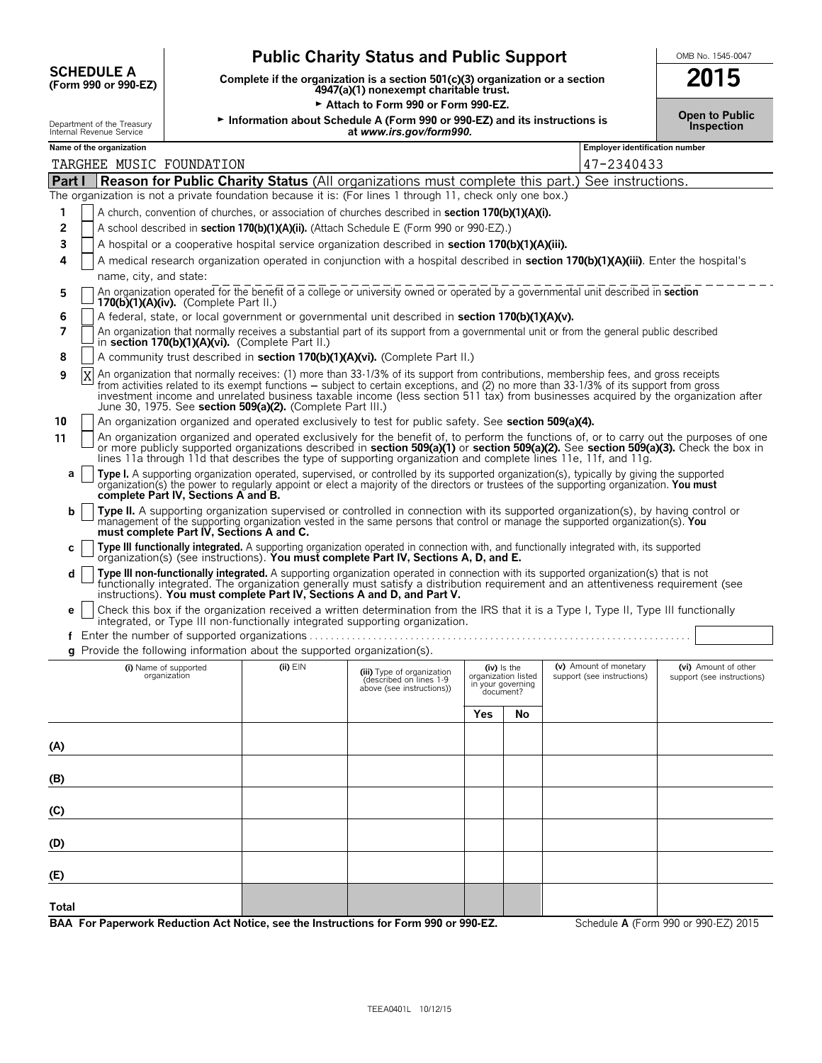**SCHEDULE A**
**(Form 990 or 990-EZ)**

Department of the Treasury
Internal Revenue Service

# Public Charity Status and Public Support

**Complete if the organization is a section 501(c)(3) organization or a section 4947(a)(1) nonexempt charitable trust.**

► **Attach to Form 990 or Form 990-EZ.**

► **Information about Schedule A (Form 990 or 990-EZ) and its instructions is at** ***www.irs.gov/form990.***

OMB No. 1545-0047

**2015**

**Open to Public Inspection**

**Name of the organization**: TARGHEE MUSIC FOUNDATION

**Employer identification number**: 47-2340433

## Part I Reason for Public Charity Status (All organizations must complete this part.) See instructions.

The organization is not a private foundation because it is: (For lines 1 through 11, check only one box.)

1 [ ] A church, convention of churches, or association of churches described in **section 170(b)(1)(A)(i).**

2 [ ] A school described in **section 170(b)(1)(A)(ii).** (Attach Schedule E (Form 990 or 990-EZ).)

3 [ ] A hospital or a cooperative hospital service organization described in **section 170(b)(1)(A)(iii).**

4 [ ] A medical research organization operated in conjunction with a hospital described in **section 170(b)(1)(A)(iii)**. Enter the hospital's name, city, and state:

5 [ ] An organization operated for the benefit of a college or university owned or operated by a governmental unit described in **section 170(b)(1)(A)(iv).** (Complete Part II.)

6 [ ] A federal, state, or local government or governmental unit described in **section 170(b)(1)(A)(v).**

7 [ ] An organization that normally receives a substantial part of its support from a governmental unit or from the general public described in **section 170(b)(1)(A)(vi).** (Complete Part II.)

8 [ ] A community trust described in **section 170(b)(1)(A)(vi).** (Complete Part II.)

9 [X] An organization that normally receives: (1) more than 33-1/3% of its support from contributions, membership fees, and gross receipts from activities related to its exempt functions – subject to certain exceptions, and (2) no more than 33-1/3% of its support from gross investment income and unrelated business taxable income (less section 511 tax) from businesses acquired by the organization after June 30, 1975. See **section 509(a)(2).** (Complete Part III.)

10 [ ] An organization organized and operated exclusively to test for public safety. See **section 509(a)(4).**

11 [ ] An organization organized and operated exclusively for the benefit of, to perform the functions of, or to carry out the purposes of one or more publicly supported organizations described in **section 509(a)(1)** or **section 509(a)(2).** See **section 509(a)(3).** Check the box in lines 11a through 11d that describes the type of supporting organization and complete lines 11e, 11f, and 11g.

**a** [ ] **Type I.** A supporting organization operated, supervised, or controlled by its supported organization(s), typically by giving the supported organization(s) the power to regularly appoint or elect a majority of the directors or trustees of the supporting organization. **You must complete Part IV, Sections A and B.**

**b** [ ] **Type II.** A supporting organization supervised or controlled in connection with its supported organization(s), by having control or management of the supporting organization vested in the same persons that control or manage the supported organization(s). **You must complete Part IV, Sections A and C.**

**c** [ ] **Type III functionally integrated.** A supporting organization operated in connection with, and functionally integrated with, its supported organization(s) (see instructions). **You must complete Part IV, Sections A, D, and E.**

**d** [ ] **Type III non-functionally integrated.** A supporting organization operated in connection with its supported organization(s) that is not functionally integrated. The organization generally must satisfy a distribution requirement and an attentiveness requirement (see instructions). **You must complete Part IV, Sections A and D, and Part V.**

**e** [ ] Check this box if the organization received a written determination from the IRS that it is a Type I, Type II, Type III functionally integrated, or Type III non-functionally integrated supporting organization.

**f** Enter the number of supported organizations

**g** Provide the following information about the supported organization(s).

| (i) Name of supported organization | (ii) EIN | (iii) Type of organization (described on lines 1-9 above (see instructions)) | (iv) Is the organization listed in your governing document? | | (v) Amount of monetary support (see instructions) | (vi) Amount of other support (see instructions) |
|---|---|---|---|---|---|---|
| | | | Yes | No | | |
| (A) | | | | | | |
| (B) | | | | | | |
| (C) | | | | | | |
| (D) | | | | | | |
| (E) | | | | | | |
| Total | | | | | | |

**BAA For Paperwork Reduction Act Notice, see the Instructions for Form 990 or 990-EZ.** Schedule **A** (Form 990 or 990-EZ) 2015

TEEA0401L 10/12/15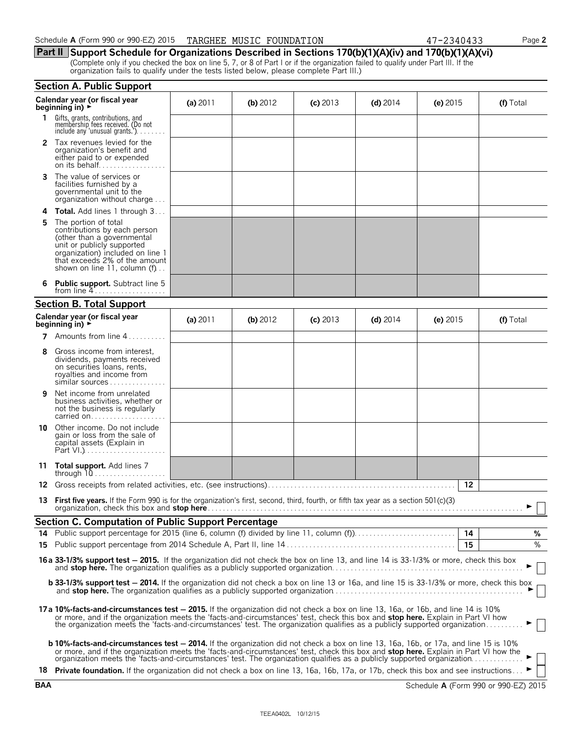Schedule A (Form 990 or 990-EZ) 2015 TARGHEE MUSIC FOUNDATION 47-2340433 Page 2

## Part II Support Schedule for Organizations Described in Sections 170(b)(1)(A)(iv) and 170(b)(1)(A)(vi)

(Complete only if you checked the box on line 5, 7, or 8 of Part I or if the organization failed to qualify under Part III. If the organization fails to qualify under the tests listed below, please complete Part III.)

### Section A. Public Support

| Calendar year (or fiscal year beginning in) ► | (a) 2011 | (b) 2012 | (c) 2013 | (d) 2014 | (e) 2015 | (f) Total |
|---|---|---|---|---|---|---|
| 1 Gifts, grants, contributions, and membership fees received. (Do not include any 'unusual grants.') | | | | | | |
| 2 Tax revenues levied for the organization's benefit and either paid to or expended on its behalf | | | | | | |
| 3 The value of services or facilities furnished by a governmental unit to the organization without charge | | | | | | |
| 4 **Total.** Add lines 1 through 3 | | | | | | |
| 5 The portion of total contributions by each person (other than a governmental unit or publicly supported organization) included on line 1 that exceeds 2% of the amount shown on line 11, column (f) | | | | | | |
| 6 **Public support.** Subtract line 5 from line 4 | | | | | | |

### Section B. Total Support

| Calendar year (or fiscal year beginning in) ► | (a) 2011 | (b) 2012 | (c) 2013 | (d) 2014 | (e) 2015 | (f) Total |
|---|---|---|---|---|---|---|
| 7 Amounts from line 4 | | | | | | |
| 8 Gross income from interest, dividends, payments received on securities loans, rents, royalties and income from similar sources | | | | | | |
| 9 Net income from unrelated business activities, whether or not the business is regularly carried on | | | | | | |
| 10 Other income. Do not include gain or loss from the sale of capital assets (Explain in Part VI.) | | | | | | |
| 11 **Total support.** Add lines 7 through 10 | | | | | | |

**12** Gross receipts from related activities, etc. (see instructions) | 12 |

**13 First five years.** If the Form 990 is for the organization's first, second, third, fourth, or fifth tax year as a section 501(c)(3) organization, check this box and **stop here** ► ☐

### Section C. Computation of Public Support Percentage

**14** Public support percentage for 2015 (line 6, column (f) divided by line 11, column (f)) | 14 | %

**15** Public support percentage from 2014 Schedule A, Part II, line 14 | 15 | %

**16a 33-1/3% support test — 2015.** If the organization did not check the box on line 13, and line 14 is 33-1/3% or more, check this box and **stop here.** The organization qualifies as a publicly supported organization ► ☐

**b 33-1/3% support test — 2014.** If the organization did not check a box on line 13 or 16a, and line 15 is 33-1/3% or more, check this box and **stop here.** The organization qualifies as a publicly supported organization ► ☐

**17a 10%-facts-and-circumstances test — 2015.** If the organization did not check a box on line 13, 16a, or 16b, and line 14 is 10% or more, and if the organization meets the 'facts-and-circumstances' test, check this box and **stop here.** Explain in Part VI how the organization meets the 'facts-and-circumstances' test. The organization qualifies as a publicly supported organization ► ☐

**b 10%-facts-and-circumstances test — 2014.** If the organization did not check a box on line 13, 16a, 16b, or 17a, and line 15 is 10% or more, and if the organization meets the 'facts-and-circumstances' test, check this box and **stop here.** Explain in Part VI how the organization meets the 'facts-and-circumstances' test. The organization qualifies as a publicly supported organization ► ☐

**18 Private foundation.** If the organization did not check a box on line 13, 16a, 16b, 17a, or 17b, check this box and see instructions ► ☐

BAA Schedule A (Form 990 or 990-EZ) 2015

TEEA0402L 10/12/15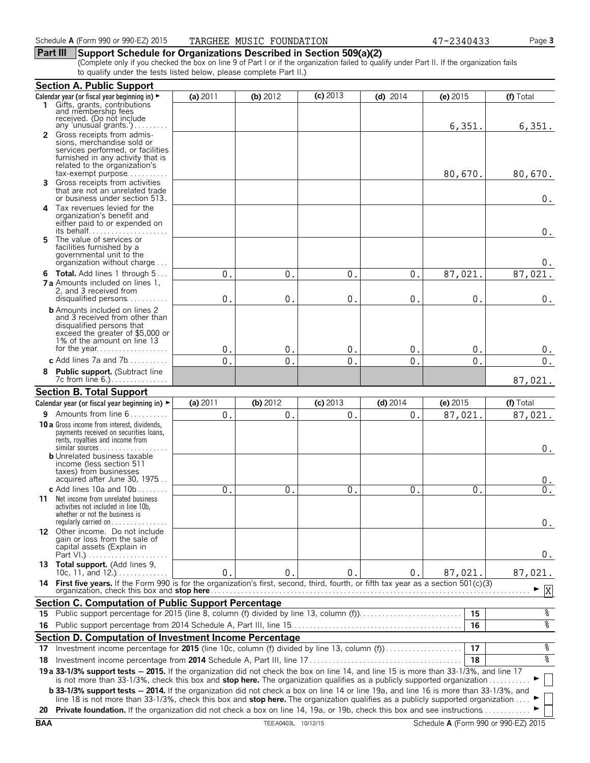Schedule **A** (Form 990 or 990-EZ) 2015 TARGHEE MUSIC FOUNDATION 47-2340433

## Part III Support Schedule for Organizations Described in Section 509(a)(2)

(Complete only if you checked the box on line 9 of Part I or if the organization failed to qualify under Part II. If the organization fails to qualify under the tests listed below, please complete Part II.)

### Section A. Public Support

| Calendar year (or fiscal year beginning in) ► | (a) 2011 | (b) 2012 | (c) 2013 | (d) 2014 | (e) 2015 | (f) Total |
|---|---|---|---|---|---|---|
| **1** Gifts, grants, contributions and membership fees received. (Do not include any 'unusual grants.') | | | | | 6,351. | 6,351. |
| **2** Gross receipts from admissions, merchandise sold or services performed, or facilities furnished in any activity that is related to the organization's tax-exempt purpose | | | | | 80,670. | 80,670. |
| **3** Gross receipts from activities that are not an unrelated trade or business under section 513 | | | | | | 0. |
| **4** Tax revenues levied for the organization's benefit and either paid to or expended on its behalf | | | | | | 0. |
| **5** The value of services or facilities furnished by a governmental unit to the organization without charge | | | | | | 0. |
| **6 Total.** Add lines 1 through 5 | 0. | 0. | 0. | 0. | 87,021. | 87,021. |
| **7a** Amounts included on lines 1, 2, and 3 received from disqualified persons | 0. | 0. | 0. | 0. | 0. | 0. |
| **b** Amounts included on lines 2 and 3 received from other than disqualified persons that exceed the greater of $5,000 or 1% of the amount on line 13 for the year | 0. | 0. | 0. | 0. | 0. | 0. |
| **c** Add lines 7a and 7b | 0. | 0. | 0. | 0. | 0. | 0. |
| **8 Public support.** (Subtract line 7c from line 6.) | | | | | | 87,021. |

### Section B. Total Support

| Calendar year (or fiscal year beginning in) ► | (a) 2011 | (b) 2012 | (c) 2013 | (d) 2014 | (e) 2015 | (f) Total |
|---|---|---|---|---|---|---|
| **9** Amounts from line 6 | 0. | 0. | 0. | 0. | 87,021. | 87,021. |
| **10a** Gross income from interest, dividends, payments received on securities loans, rents, royalties and income from similar sources | | | | | | 0. |
| **b** Unrelated business taxable income (less section 511 taxes) from businesses acquired after June 30, 1975 | | | | | | 0. |
| **c** Add lines 10a and 10b | 0. | 0. | 0. | 0. | 0. | 0. |
| **11** Net income from unrelated business activities not included in line 10b, whether or not the business is regularly carried on | | | | | | 0. |
| **12** Other income. Do not include gain or loss from the sale of capital assets (Explain in Part VI.) | | | | | | 0. |
| **13 Total support.** (Add lines 9, 10c, 11, and 12.) | 0. | 0. | 0. | 0. | 87,021. | 87,021. |

**14 First five years.** If the Form 990 is for the organization's first, second, third, fourth, or fifth tax year as a section 501(c)(3) organization, check this box and **stop here** ► [X]

### Section C. Computation of Public Support Percentage

| | | | |
|---|---|---|---|
| **15** | Public support percentage for 2015 (line 8, column (f) divided by line 13, column (f)) | 15 | % |
| **16** | Public support percentage from 2014 Schedule A, Part III, line 15 | 16 | % |

### Section D. Computation of Investment Income Percentage

| | | | |
|---|---|---|---|
| **17** | Investment income percentage for **2015** (line 10c, column (f) divided by line 13, column (f)) | 17 | % |
| **18** | Investment income percentage from **2014** Schedule A, Part III, line 17 | 18 | % |

**19a 33-1/3% support tests — 2015.** If the organization did not check the box on line 14, and line 15 is more than 33-1/3%, and line 17 is not more than 33-1/3%, check this box and **stop here.** The organization qualifies as a publicly supported organization ► [ ]

**b 33-1/3% support tests — 2014.** If the organization did not check a box on line 14 or line 19a, and line 16 is more than 33-1/3%, and line 18 is not more than 33-1/3%, check this box and **stop here.** The organization qualifies as a publicly supported organization ► [ ]

**20 Private foundation.** If the organization did not check a box on line 14, 19a, or 19b, check this box and see instructions ► [ ]

BAA TEEA0403L 10/12/15 Schedule **A** (Form 990 or 990-EZ) 2015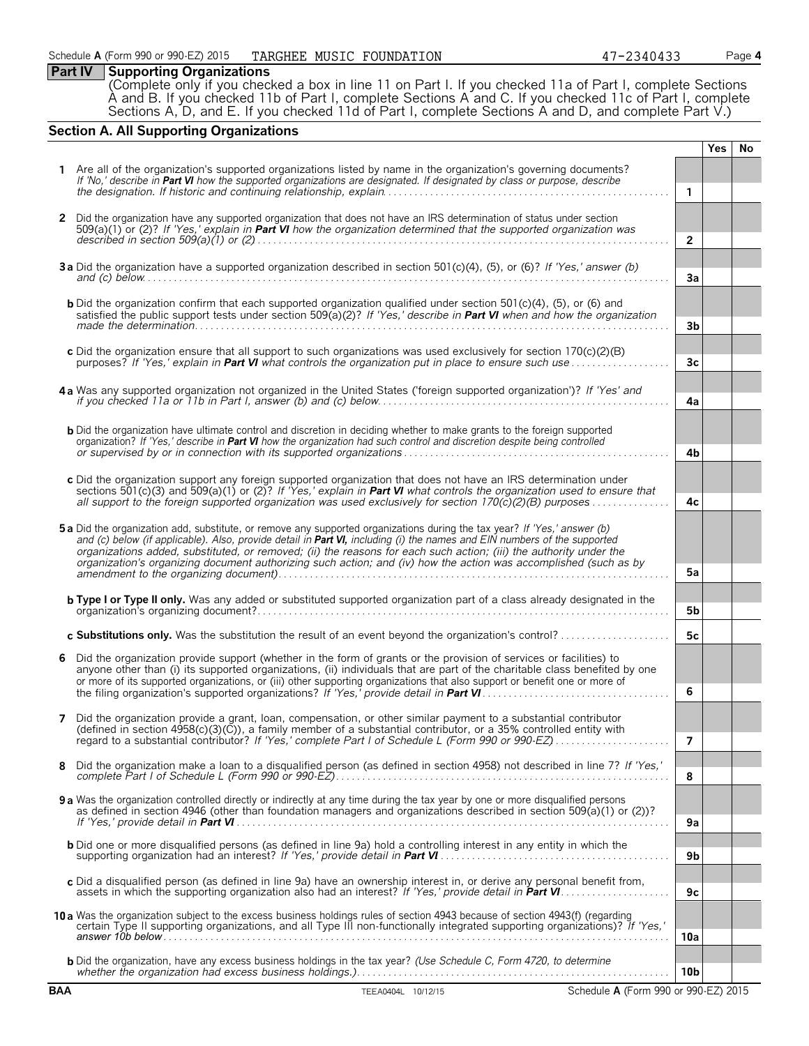Schedule A (Form 990 or 990-EZ) 2015 TARGHEE MUSIC FOUNDATION 47-2340433 Page 4

**Part IV Supporting Organizations**

(Complete only if you checked a box in line 11 on Part I. If you checked 11a of Part I, complete Sections A and B. If you checked 11b of Part I, complete Sections A and C. If you checked 11c of Part I, complete Sections A, D, and E. If you checked 11d of Part I, complete Sections A and D, and complete Part V.)

## Section A. All Supporting Organizations

| | | | Yes | No |
|---|---|---|---|---|
| **1** | Are all of the organization's supported organizations listed by name in the organization's governing documents? *If 'No,' describe in* ***Part VI*** *how the supported organizations are designated. If designated by class or purpose, describe the designation. If historic and continuing relationship, explain.* | 1 | | |
| **2** | Did the organization have any supported organization that does not have an IRS determination of status under section 509(a)(1) or (2)? *If 'Yes,' explain in* ***Part VI*** *how the organization determined that the supported organization was described in section 509(a)(1) or (2)* | 2 | | |
| **3a** | Did the organization have a supported organization described in section 501(c)(4), (5), or (6)? *If 'Yes,' answer (b) and (c) below.* | 3a | | |
| **b** | Did the organization confirm that each supported organization qualified under section 501(c)(4), (5), or (6) and satisfied the public support tests under section 509(a)(2)? *If 'Yes,' describe in* ***Part VI*** *when and how the organization made the determination.* | 3b | | |
| **c** | Did the organization ensure that all support to such organizations was used exclusively for section 170(c)(2)(B) purposes? *If 'Yes,' explain in* ***Part VI*** *what controls the organization put in place to ensure such use* | 3c | | |
| **4a** | Was any supported organization not organized in the United States ('foreign supported organization')? *If 'Yes' and if you checked 11a or 11b in Part I, answer (b) and (c) below.* | 4a | | |
| **b** | Did the organization have ultimate control and discretion in deciding whether to make grants to the foreign supported organization? *If 'Yes,' describe in* ***Part VI*** *how the organization had such control and discretion despite being controlled or supervised by or in connection with its supported organizations* | 4b | | |
| **c** | Did the organization support any foreign supported organization that does not have an IRS determination under sections 501(c)(3) and 509(a)(1) or (2)? *If 'Yes,' explain in* ***Part VI*** *what controls the organization used to ensure that all support to the foreign supported organization was used exclusively for section 170(c)(2)(B) purposes* | 4c | | |
| **5a** | Did the organization add, substitute, or remove any supported organizations during the tax year? *If 'Yes,' answer (b) and (c) below (if applicable). Also, provide detail in* ***Part VI,*** *including (i) the names and EIN numbers of the supported organizations added, substituted, or removed; (ii) the reasons for each such action; (iii) the authority under the organization's organizing document authorizing such action; and (iv) how the action was accomplished (such as by amendment to the organizing document).* | 5a | | |
| **b** | **Type I or Type II only.** Was any added or substituted supported organization part of a class already designated in the organization's organizing document? | 5b | | |
| **c** | **Substitutions only.** Was the substitution the result of an event beyond the organization's control? | 5c | | |
| **6** | Did the organization provide support (whether in the form of grants or the provision of services or facilities) to anyone other than (i) its supported organizations, (ii) individuals that are part of the charitable class benefited by one or more of its supported organizations, or (iii) other supporting organizations that also support or benefit one or more of the filing organization's supported organizations? *If 'Yes,' provide detail in* ***Part VI*** | 6 | | |
| **7** | Did the organization provide a grant, loan, compensation, or other similar payment to a substantial contributor (defined in section 4958(c)(3)(C)), a family member of a substantial contributor, or a 35% controlled entity with regard to a substantial contributor? *If 'Yes,' complete Part I of Schedule L (Form 990 or 990-EZ)* | 7 | | |
| **8** | Did the organization make a loan to a disqualified person (as defined in section 4958) not described in line 7? *If 'Yes,' complete Part I of Schedule L (Form 990 or 990-EZ).* | 8 | | |
| **9a** | Was the organization controlled directly or indirectly at any time during the tax year by one or more disqualified persons as defined in section 4946 (other than foundation managers and organizations described in section 509(a)(1) or (2))? *If 'Yes,' provide detail in* ***Part VI*** | 9a | | |
| **b** | Did one or more disqualified persons (as defined in line 9a) hold a controlling interest in any entity in which the supporting organization had an interest? *If 'Yes,' provide detail in* ***Part VI*** | 9b | | |
| **c** | Did a disqualified person (as defined in line 9a) have an ownership interest in, or derive any personal benefit from, assets in which the supporting organization also had an interest? *If 'Yes,' provide detail in* ***Part VI*** | 9c | | |
| **10a** | Was the organization subject to the excess business holdings rules of section 4943 because of section 4943(f) (regarding certain Type II supporting organizations, and all Type III non-functionally integrated supporting organizations)? *If 'Yes,' answer 10b below* | 10a | | |
| **b** | Did the organization have any excess business holdings in the tax year? *(Use Schedule C, Form 4720, to determine whether the organization had excess business holdings.)* | 10b | | |

BAA TEEA0404L 10/12/15 Schedule A (Form 990 or 990-EZ) 2015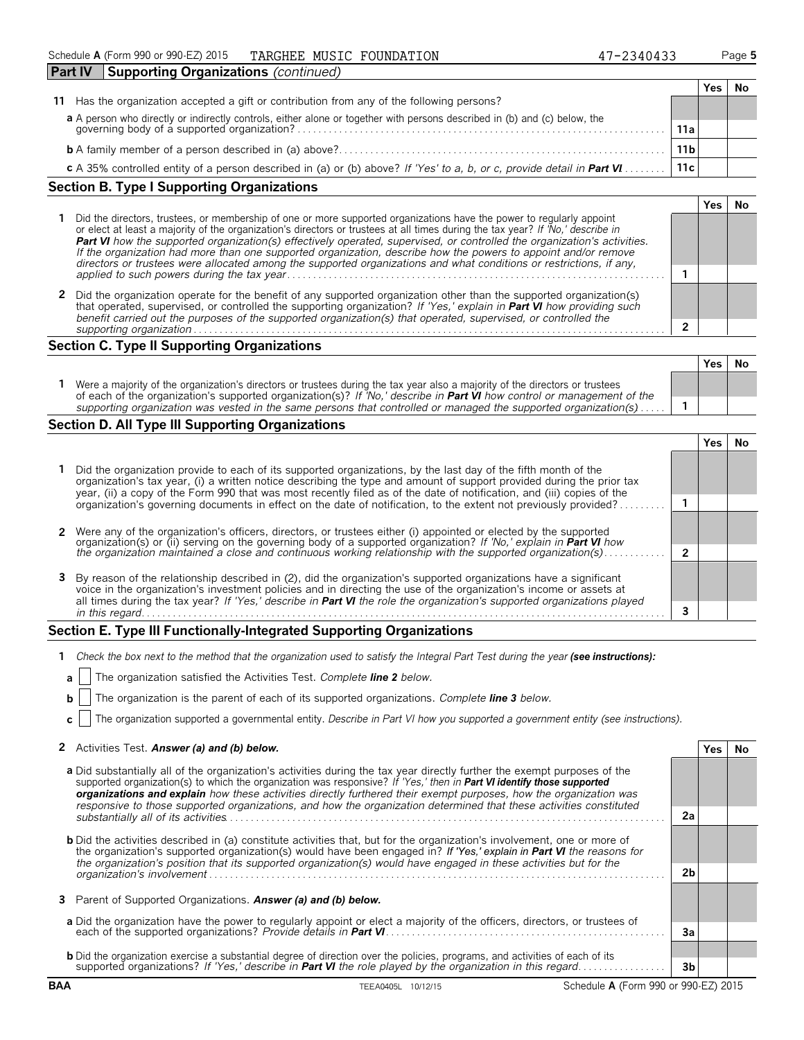Schedule A (Form 990 or 990-EZ) 2015 TARGHEE MUSIC FOUNDATION 47-2340433 Page 5

## Part IV Supporting Organizations *(continued)*

| | | | Yes | No |
|---|---|---|---|---|
| **11** | Has the organization accepted a gift or contribution from any of the following persons? | | | |
| | **a** A person who directly or indirectly controls, either alone or together with persons described in (b) and (c) below, the governing body of a supported organization? | 11a | | |
| | **b** A family member of a person described in (a) above? | 11b | | |
| | **c** A 35% controlled entity of a person described in (a) or (b) above? *If 'Yes' to a, b, or c, provide detail in* ***Part VI*** | 11c | | |

### Section B. Type I Supporting Organizations

| | | | Yes | No |
|---|---|---|---|---|
| **1** | Did the directors, trustees, or membership of one or more supported organizations have the power to regularly appoint or elect at least a majority of the organization's directors or trustees at all times during the tax year? *If 'No,' describe in* ***Part VI*** *how the supported organization(s) effectively operated, supervised, or controlled the organization's activities. If the organization had more than one supported organization, describe how the powers to appoint and/or remove directors or trustees were allocated among the supported organizations and what conditions or restrictions, if any, applied to such powers during the tax year* | 1 | | |
| **2** | Did the organization operate for the benefit of any supported organization other than the supported organization(s) that operated, supervised, or controlled the supporting organization? *If 'Yes,' explain in* ***Part VI*** *how providing such benefit carried out the purposes of the supported organization(s) that operated, supervised, or controlled the supporting organization* | 2 | | |

### Section C. Type II Supporting Organizations

| | | | Yes | No |
|---|---|---|---|---|
| **1** | Were a majority of the organization's directors or trustees during the tax year also a majority of the directors or trustees of each of the organization's supported organization(s)? *If 'No,' describe in* ***Part VI*** *how control or management of the supporting organization was vested in the same persons that controlled or managed the supported organization(s)* | 1 | | |

### Section D. All Type III Supporting Organizations

| | | | Yes | No |
|---|---|---|---|---|
| **1** | Did the organization provide to each of its supported organizations, by the last day of the fifth month of the organization's tax year, (i) a written notice describing the type and amount of support provided during the prior tax year, (ii) a copy of the Form 990 that was most recently filed as of the date of notification, and (iii) copies of the organization's governing documents in effect on the date of notification, to the extent not previously provided? | 1 | | |
| **2** | Were any of the organization's officers, directors, or trustees either (i) appointed or elected by the supported organization(s) or (ii) serving on the governing body of a supported organization? *If 'No,' explain in* ***Part VI*** *how the organization maintained a close and continuous working relationship with the supported organization(s)* | 2 | | |
| **3** | By reason of the relationship described in (2), did the organization's supported organizations have a significant voice in the organization's investment policies and in directing the use of the organization's income or assets at all times during the tax year? *If 'Yes,' describe in* ***Part VI*** *the role the organization's supported organizations played in this regard* | 3 | | |

### Section E. Type III Functionally-Integrated Supporting Organizations

**1** *Check the box next to the method that the organization used to satisfy the Integral Part Test during the year* ***(see instructions):***

**a** ☐ The organization satisfied the Activities Test. *Complete* ***line 2*** *below.*

**b** ☐ The organization is the parent of each of its supported organizations. *Complete* ***line 3*** *below.*

**c** ☐ The organization supported a governmental entity. *Describe in Part VI how you supported a government entity (see instructions).*

| | | | Yes | No |
|---|---|---|---|---|
| **2** | Activities Test. ***Answer (a) and (b) below.*** | | | |
| | **a** Did substantially all of the organization's activities during the tax year directly further the exempt purposes of the supported organization(s) to which the organization was responsive? *If 'Yes,' then in* ***Part VI identify those supported organizations and explain*** *how these activities directly furthered their exempt purposes, how the organization was responsive to those supported organizations, and how the organization determined that these activities constituted substantially all of its activities* | 2a | | |
| | **b** Did the activities described in (a) constitute activities that, but for the organization's involvement, one or more of the organization's supported organization(s) would have been engaged in? ***If 'Yes,' explain in Part VI*** *the reasons for the organization's position that its supported organization(s) would have engaged in these activities but for the organization's involvement* | 2b | | |
| **3** | Parent of Supported Organizations. ***Answer (a) and (b) below.*** | | | |
| | **a** Did the organization have the power to regularly appoint or elect a majority of the officers, directors, or trustees of each of the supported organizations? *Provide details in* ***Part VI*** | 3a | | |
| | **b** Did the organization exercise a substantial degree of direction over the policies, programs, and activities of each of its supported organizations? *If 'Yes,' describe in* ***Part VI*** *the role played by the organization in this regard* | 3b | | |

BAA TEEA0405L 10/12/15 Schedule A (Form 990 or 990-EZ) 2015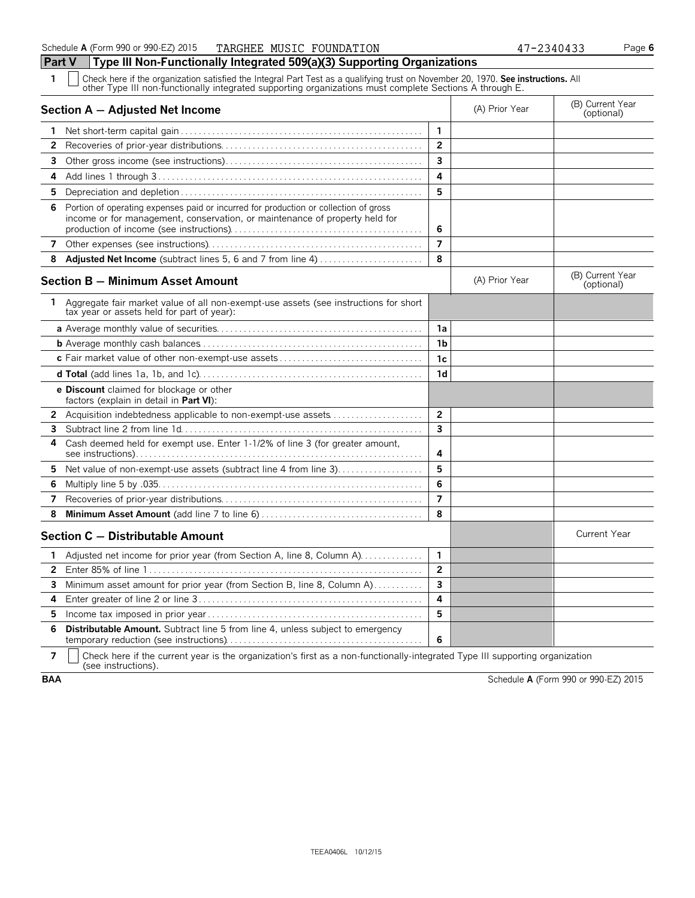Schedule A (Form 990 or 990-EZ) 2015 TARGHEE MUSIC FOUNDATION 47-2340433

## Part V Type III Non-Functionally Integrated 509(a)(3) Supporting Organizations

1 ☐ Check here if the organization satisfied the Integral Part Test as a qualifying trust on November 20, 1970. **See instructions.** All other Type III non-functionally integrated supporting organizations must complete Sections A through E.

| Section A — Adjusted Net Income | | (A) Prior Year | (B) Current Year (optional) |
|---|---|---|---|
| 1 Net short-term capital gain | 1 | | |
| 2 Recoveries of prior-year distributions | 2 | | |
| 3 Other gross income (see instructions) | 3 | | |
| 4 Add lines 1 through 3 | 4 | | |
| 5 Depreciation and depletion | 5 | | |
| 6 Portion of operating expenses paid or incurred for production or collection of gross income or for management, conservation, or maintenance of property held for production of income (see instructions) | 6 | | |
| 7 Other expenses (see instructions) | 7 | | |
| 8 **Adjusted Net Income** (subtract lines 5, 6 and 7 from line 4) | 8 | | |

| Section B — Minimum Asset Amount | | (A) Prior Year | (B) Current Year (optional) |
|---|---|---|---|
| 1 Aggregate fair market value of all non-exempt-use assets (see instructions for short tax year or assets held for part of year): | | | |
| **a** Average monthly value of securities | 1a | | |
| **b** Average monthly cash balances | 1b | | |
| **c** Fair market value of other non-exempt-use assets | 1c | | |
| **d Total** (add lines 1a, 1b, and 1c) | 1d | | |
| **e Discount** claimed for blockage or other factors (explain in detail in **Part VI**): | | | |
| 2 Acquisition indebtedness applicable to non-exempt-use assets | 2 | | |
| 3 Subtract line 2 from line 1d | 3 | | |
| 4 Cash deemed held for exempt use. Enter 1-1/2% of line 3 (for greater amount, see instructions) | 4 | | |
| 5 Net value of non-exempt-use assets (subtract line 4 from line 3) | 5 | | |
| 6 Multiply line 5 by .035 | 6 | | |
| 7 Recoveries of prior-year distributions | 7 | | |
| 8 **Minimum Asset Amount** (add line 7 to line 6) | 8 | | |

| Section C — Distributable Amount | | | Current Year |
|---|---|---|---|
| 1 Adjusted net income for prior year (from Section A, line 8, Column A) | 1 | | |
| 2 Enter 85% of line 1 | 2 | | |
| 3 Minimum asset amount for prior year (from Section B, line 8, Column A) | 3 | | |
| 4 Enter greater of line 2 or line 3 | 4 | | |
| 5 Income tax imposed in prior year | 5 | | |
| 6 **Distributable Amount.** Subtract line 5 from line 4, unless subject to emergency temporary reduction (see instructions) | 6 | | |

7 ☐ Check here if the current year is the organization's first as a non-functionally-integrated Type III supporting organization (see instructions).

BAA Schedule A (Form 990 or 990-EZ) 2015

TEEA0406L 10/12/15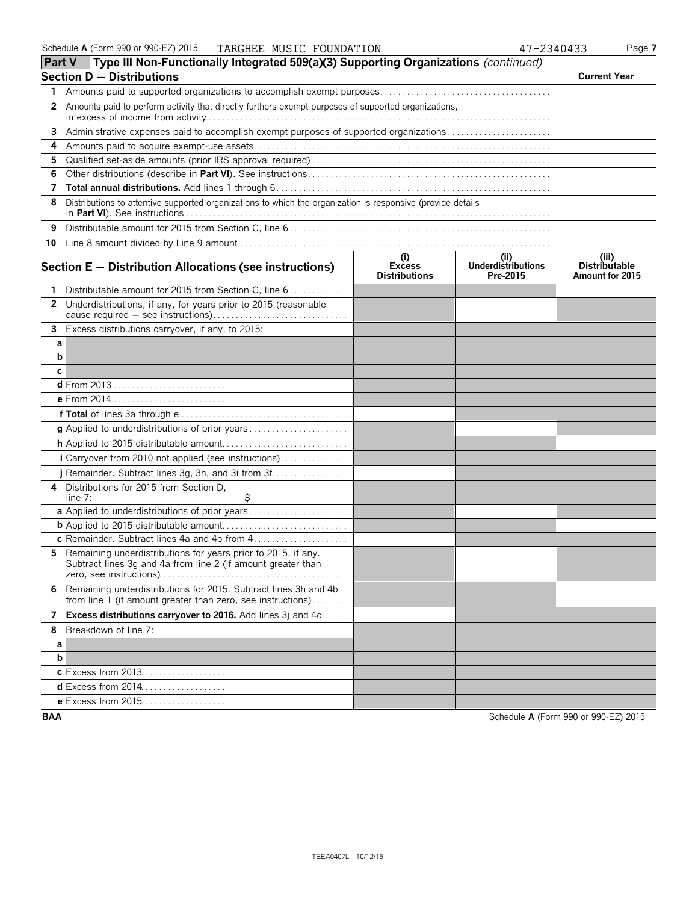Schedule A (Form 990 or 990-EZ) 2015 TARGHEE MUSIC FOUNDATION 47-2340433

## Part V Type III Non-Functionally Integrated 509(a)(3) Supporting Organizations *(continued)*

| Section D — Distributions | | Current Year |
|---|---|---|
| 1 | Amounts paid to supported organizations to accomplish exempt purposes | |
| 2 | Amounts paid to perform activity that directly furthers exempt purposes of supported organizations, in excess of income from activity | |
| 3 | Administrative expenses paid to accomplish exempt purposes of supported organizations | |
| 4 | Amounts paid to acquire exempt-use assets | |
| 5 | Qualified set-aside amounts (prior IRS approval required) | |
| 6 | Other distributions (describe in **Part VI**). See instructions | |
| 7 | **Total annual distributions.** Add lines 1 through 6 | |
| 8 | Distributions to attentive supported organizations to which the organization is responsive (provide details in **Part VI**). See instructions | |
| 9 | Distributable amount for 2015 from Section C, line 6 | |
| 10 | Line 8 amount divided by Line 9 amount | |

| Section E — Distribution Allocations (see instructions) | (i) Excess Distributions | (ii) Underdistributions Pre-2015 | (iii) Distributable Amount for 2015 |
|---|---|---|---|
| 1 Distributable amount for 2015 from Section C, line 6 | | | |
| 2 Underdistributions, if any, for years prior to 2015 (reasonable cause required — see instructions) | | | |
| 3 Excess distributions carryover, if any, to 2015: | | | |
| a | | | |
| b | | | |
| c | | | |
| d From 2013 | | | |
| e From 2014 | | | |
| f **Total** of lines 3a through e | | | |
| g Applied to underdistributions of prior years | | | |
| h Applied to 2015 distributable amount | | | |
| i Carryover from 2010 not applied (see instructions) | | | |
| j Remainder. Subtract lines 3g, 3h, and 3i from 3f | | | |
| 4 Distributions for 2015 from Section D, line 7: $ | | | |
| a Applied to underdistributions of prior years | | | |
| b Applied to 2015 distributable amount | | | |
| c Remainder. Subtract lines 4a and 4b from 4 | | | |
| 5 Remaining underdistributions for years prior to 2015, if any. Subtract lines 3g and 4a from line 2 (if amount greater than zero, see instructions) | | | |
| 6 Remaining underdistributions for 2015. Subtract lines 3h and 4b from line 1 (if amount greater than zero, see instructions) | | | |
| 7 **Excess distributions carryover to 2016.** Add lines 3j and 4c | | | |
| 8 Breakdown of line 7: | | | |
| a | | | |
| b | | | |
| c Excess from 2013 | | | |
| d Excess from 2014 | | | |
| e Excess from 2015 | | | |

BAA Schedule A (Form 990 or 990-EZ) 2015

TEEA0407L 10/12/15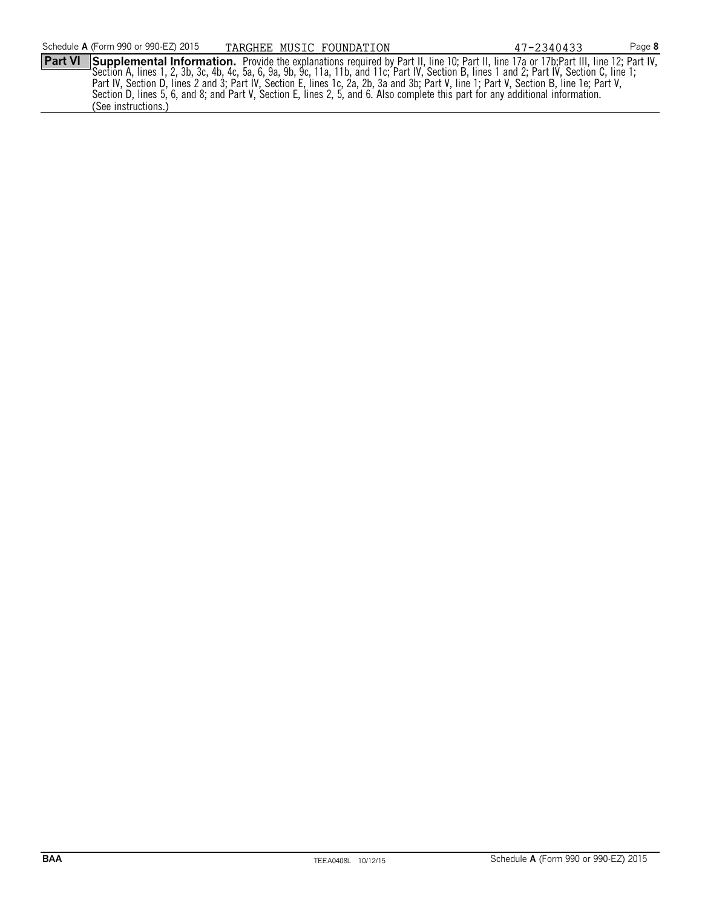Schedule **A** (Form 990 or 990-EZ) 2015 TARGHEE MUSIC FOUNDATION 47-2340433 Page **8**

**Part VI** **Supplemental Information.** Provide the explanations required by Part II, line 10; Part II, line 17a or 17b;Part III, line 12; Part IV, Section A, lines 1, 2, 3b, 3c, 4b, 4c, 5a, 6, 9a, 9b, 9c, 11a, 11b, and 11c; Part IV, Section B, lines 1 and 2; Part IV, Section C, line 1; Part IV, Section D, lines 2 and 3; Part IV, Section E, lines 1c, 2a, 2b, 3a and 3b; Part V, line 1; Part V, Section B, line 1e; Part V, Section D, lines 5, 6, and 8; and Part V, Section E, lines 2, 5, and 6. Also complete this part for any additional information. (See instructions.)

**BAA** TEEA0408L 10/12/15 Schedule **A** (Form 990 or 990-EZ) 2015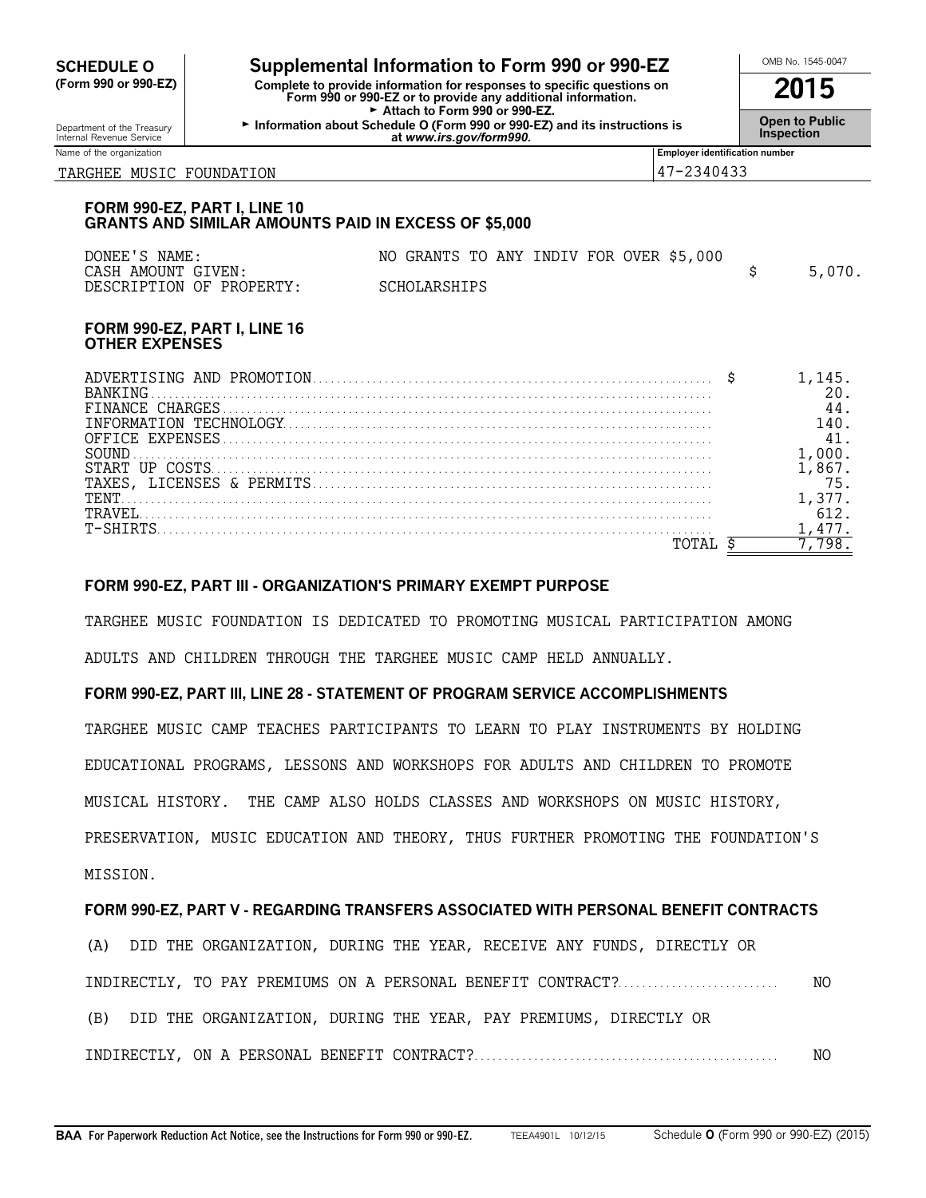**SCHEDULE O (Form 990 or 990-EZ)**

Department of the Treasury
Internal Revenue Service

# Supplemental Information to Form 990 or 990-EZ

**Complete to provide information for responses to specific questions on Form 990 or 990-EZ or to provide any additional information.**
► Attach to Form 990 or 990-EZ.
► Information about Schedule O (Form 990 or 990-EZ) and its instructions is at *www.irs.gov/form990.*

OMB No. 1545-0047

**2015**

**Open to Public Inspection**

| Name of the organization | Employer identification number |
|---|---|
| TARGHEE MUSIC FOUNDATION | 47-2340433 |

### FORM 990-EZ, PART I, LINE 10
### GRANTS AND SIMILAR AMOUNTS PAID IN EXCESS OF $5,000

| | | |
|---|---|---|
| DONEE'S NAME: | NO GRANTS TO ANY INDIV FOR OVER $5,000 | |
| CASH AMOUNT GIVEN: | | $ 5,070. |
| DESCRIPTION OF PROPERTY: | SCHOLARSHIPS | |

### FORM 990-EZ, PART I, LINE 16
### OTHER EXPENSES

| | |
|---|---|
| ADVERTISING AND PROMOTION | $ 1,145. |
| BANKING | 20. |
| FINANCE CHARGES | 44. |
| INFORMATION TECHNOLOGY | 140. |
| OFFICE EXPENSES | 41. |
| SOUND | 1,000. |
| START UP COSTS | 1,867. |
| TAXES, LICENSES & PERMITS | 75. |
| TENT | 1,377. |
| TRAVEL | 612. |
| T-SHIRTS | 1,477. |
| TOTAL | $ 7,798. |

### FORM 990-EZ, PART III - ORGANIZATION'S PRIMARY EXEMPT PURPOSE

TARGHEE MUSIC FOUNDATION IS DEDICATED TO PROMOTING MUSICAL PARTICIPATION AMONG ADULTS AND CHILDREN THROUGH THE TARGHEE MUSIC CAMP HELD ANNUALLY.

### FORM 990-EZ, PART III, LINE 28 - STATEMENT OF PROGRAM SERVICE ACCOMPLISHMENTS

TARGHEE MUSIC CAMP TEACHES PARTICIPANTS TO LEARN TO PLAY INSTRUMENTS BY HOLDING EDUCATIONAL PROGRAMS, LESSONS AND WORKSHOPS FOR ADULTS AND CHILDREN TO PROMOTE MUSICAL HISTORY. THE CAMP ALSO HOLDS CLASSES AND WORKSHOPS ON MUSIC HISTORY, PRESERVATION, MUSIC EDUCATION AND THEORY, THUS FURTHER PROMOTING THE FOUNDATION'S MISSION.

### FORM 990-EZ, PART V - REGARDING TRANSFERS ASSOCIATED WITH PERSONAL BENEFIT CONTRACTS

(A) DID THE ORGANIZATION, DURING THE YEAR, RECEIVE ANY FUNDS, DIRECTLY OR INDIRECTLY, TO PAY PREMIUMS ON A PERSONAL BENEFIT CONTRACT? NO

(B) DID THE ORGANIZATION, DURING THE YEAR, PAY PREMIUMS, DIRECTLY OR INDIRECTLY, ON A PERSONAL BENEFIT CONTRACT? NO

**BAA For Paperwork Reduction Act Notice, see the Instructions for Form 990 or 990-EZ.** TEEA4901L 10/12/15 Schedule **O** (Form 990 or 990-EZ) (2015)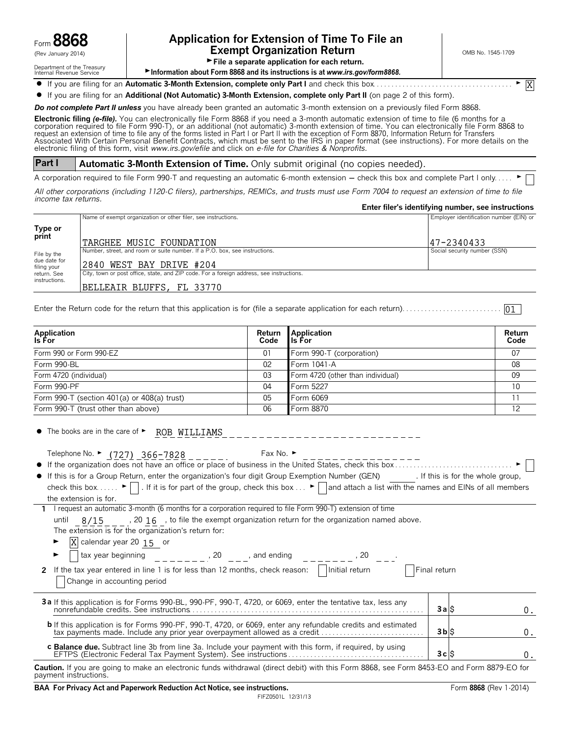Form **8868** (Rev January 2014)

Department of the Treasury Internal Revenue Service

# Application for Extension of Time To File an Exempt Organization Return

► File a separate application for each return.

► Information about Form 8868 and its instructions is at *www.irs.gov/form8868.*

OMB No. 1545-1709

- If you are filing for an **Automatic 3-Month Extension, complete only Part I** and check this box ► [X]
- If you are filing for an **Additional (Not Automatic) 3-Month Extension, complete only Part II** (on page 2 of this form).

***Do not complete Part II unless*** you have already been granted an automatic 3-month extension on a previously filed Form 8868.

**Electronic filing *(e-file)*.** You can electronically file Form 8868 if you need a 3-month automatic extension of time to file (6 months for a corporation required to file Form 990-T), or an additional (not automatic) 3-month extension of time. You can electronically file Form 8868 to request an extension of time to file any of the forms listed in Part I or Part II with the exception of Form 8870, Information Return for Transfers Associated With Certain Personal Benefit Contracts, which must be sent to the IRS in paper format (see instructions). For more details on the electronic filing of this form, visit *www.irs.gov/efile* and click on *e-file for Charities & Nonprofits.*

## Part I — Automatic 3-Month Extension of Time. Only submit original (no copies needed).

A corporation required to file Form 990-T and requesting an automatic 6-month extension — check this box and complete Part I only ► [ ]

*All other corporations (including 1120-C filers), partnerships, REMICs, and trusts must use Form 7004 to request an extension of time to file income tax returns.*

**Enter filer's identifying number, see instructions**

Type or print. File by the due date for filing your return. See instructions.

| | |
|---|---|
| Name of exempt organization or other filer, see instructions.<br>TARGHEE MUSIC FOUNDATION | Employer identification number (EIN) or<br>47-2340433 |
| Number, street, and room or suite number. If a P.O. box, see instructions.<br>2840 WEST BAY DRIVE #204 | Social security number (SSN) |
| City, town or post office, state, and ZIP code. For a foreign address, see instructions.<br>BELLEAIR BLUFFS, FL 33770 | |

Enter the Return code for the return that this application is for (file a separate application for each return) 01

| Application Is For | Return Code | Application Is For | Return Code |
|---|---|---|---|
| Form 990 or Form 990-EZ | 01 | Form 990-T (corporation) | 07 |
| Form 990-BL | 02 | Form 1041-A | 08 |
| Form 4720 (individual) | 03 | Form 4720 (other than individual) | 09 |
| Form 990-PF | 04 | Form 5227 | 10 |
| Form 990-T (section 401(a) or 408(a) trust) | 05 | Form 6069 | 11 |
| Form 990-T (trust other than above) | 06 | Form 8870 | 12 |

- The books are in the care of ► ROB WILLIAMS

  Telephone No. ► (727) 366-7828    Fax No. ►
- If the organization does not have an office or place of business in the United States, check this box ► [ ]
- If this is for a Group Return, enter the organization's four digit Group Exemption Number (GEN) ______. If this is for the whole group, check this box ► [ ]. If it is for part of the group, check this box ► [ ] and attach a list with the names and EINs of all members the extension is for.

**1** I request an automatic 3-month (6 months for a corporation required to file Form 990-T) extension of time until 8/15, 20 16, to file the exempt organization return for the organization named above. The extension is for the organization's return for:

► [X] calendar year 20 15 or

► [ ] tax year beginning ________, 20 ___, and ending ________, 20 ___.

**2** If the tax year entered in line 1 is for less than 12 months, check reason: [ ] Initial return [ ] Final return [ ] Change in accounting period

| | | |
|---|---|---|
| **3a** If this application is for Forms 990-BL, 990-PF, 990-T, 4720, or 6069, enter the tentative tax, less any nonrefundable credits. See instructions | 3a | $ 0. |
| **b** If this application is for Forms 990-PF, 990-T, 4720, or 6069, enter any refundable credits and estimated tax payments made. Include any prior year overpayment allowed as a credit | 3b | $ 0. |
| **c Balance due.** Subtract line 3b from line 3a. Include your payment with this form, if required, by using EFTPS (Electronic Federal Tax Payment System). See instructions | 3c | $ 0. |

**Caution.** If you are going to make an electronic funds withdrawal (direct debit) with this Form 8868, see Form 8453-EO and Form 8879-EO for payment instructions.

**BAA For Privacy Act and Paperwork Reduction Act Notice, see instructions.** Form **8868** (Rev 1-2014)

FIFZ0501L 12/31/13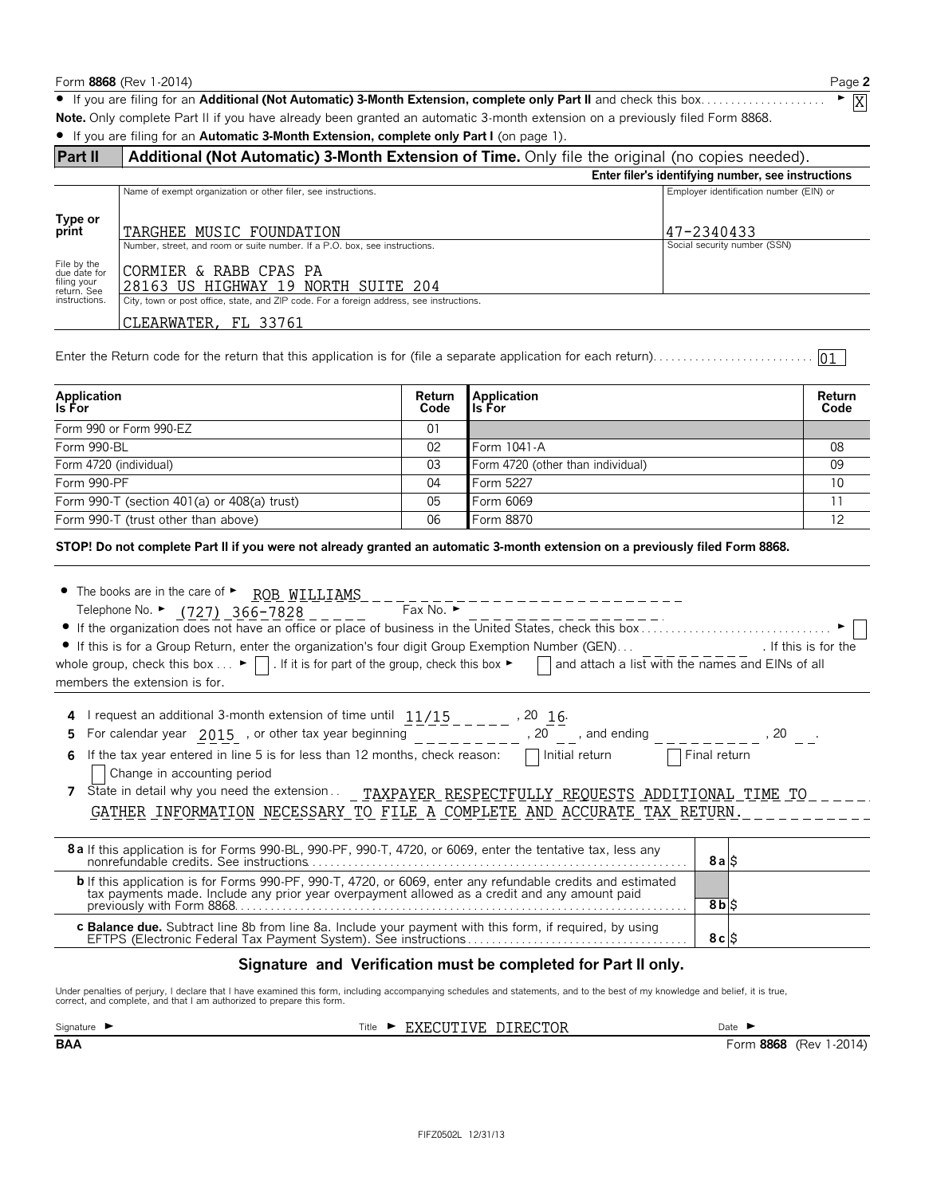Form **8868** (Rev 1-2014)

- If you are filing for an **Additional (Not Automatic) 3-Month Extension, complete only Part II** and check this box ► [X]

**Note.** Only complete Part II if you have already been granted an automatic 3-month extension on a previously filed Form 8868.

- If you are filing for an **Automatic 3-Month Extension, complete only Part I** (on page 1).

## Part II — Additional (Not Automatic) 3-Month Extension of Time. Only file the original (no copies needed).

**Enter filer's identifying number, see instructions**

| | | |
|---|---|---|
| **Type or print** | Name of exempt organization or other filer, see instructions. TARGHEE MUSIC FOUNDATION | Employer identification number (EIN) or 47-2340433 |
| File by the due date for filing your return. See instructions. | Number, street, and room or suite number. If a P.O. box, see instructions. CORMIER & RABB CPAS PA 28163 US HIGHWAY 19 NORTH SUITE 204 | Social security number (SSN) |
| | City, town or post office, state, and ZIP code. For a foreign address, see instructions. CLEARWATER, FL 33761 | |

Enter the Return code for the return that this application is for (file a separate application for each return) 01

| Application Is For | Return Code | Application Is For | Return Code |
|---|---|---|---|
| Form 990 or Form 990-EZ | 01 | | |
| Form 990-BL | 02 | Form 1041-A | 08 |
| Form 4720 (individual) | 03 | Form 4720 (other than individual) | 09 |
| Form 990-PF | 04 | Form 5227 | 10 |
| Form 990-T (section 401(a) or 408(a) trust) | 05 | Form 6069 | 11 |
| Form 990-T (trust other than above) | 06 | Form 8870 | 12 |

**STOP! Do not complete Part II if you were not already granted an automatic 3-month extension on a previously filed Form 8868.**

- The books are in the care of ► ROB WILLIAMS
  Telephone No. ► (727) 366-7828 Fax No. ►
- If the organization does not have an office or place of business in the United States, check this box ► [ ]
- If this is for a Group Return, enter the organization's four digit Group Exemption Number (GEN) ______ . If this is for the whole group, check this box ► [ ] . If it is for part of the group, check this box ► [ ] and attach a list with the names and EINs of all members the extension is for.

**4** I request an additional 3-month extension of time until 11/15, 20 16.

**5** For calendar year 2015, or other tax year beginning ______, 20 __, and ending ______, 20 __.

**6** If the tax year entered in line 5 is for less than 12 months, check reason: [ ] Initial return [ ] Final return [ ] Change in accounting period

**7** State in detail why you need the extension: TAXPAYER RESPECTFULLY REQUESTS ADDITIONAL TIME TO GATHER INFORMATION NECESSARY TO FILE A COMPLETE AND ACCURATE TAX RETURN.

| | | |
|---|---|---|
| **8a** If this application is for Forms 990-BL, 990-PF, 990-T, 4720, or 6069, enter the tentative tax, less any nonrefundable credits. See instructions | **8a** | $ |
| **b** If this application is for Forms 990-PF, 990-T, 4720, or 6069, enter any refundable credits and estimated tax payments made. Include any prior year overpayment allowed as a credit and any amount paid previously with Form 8868 | **8b** | $ |
| **c Balance due.** Subtract line 8b from line 8a. Include your payment with this form, if required, by using EFTPS (Electronic Federal Tax Payment System). See instructions | **8c** | $ |

### Signature and Verification must be completed for Part II only.

Under penalties of perjury, I declare that I have examined this form, including accompanying schedules and statements, and to the best of my knowledge and belief, it is true, correct, and complete, and that I am authorized to prepare this form.

Signature ► Title ► EXECUTIVE DIRECTOR Date ►

BAA Form **8868** (Rev 1-2014)

FIFZ0502L 12/31/13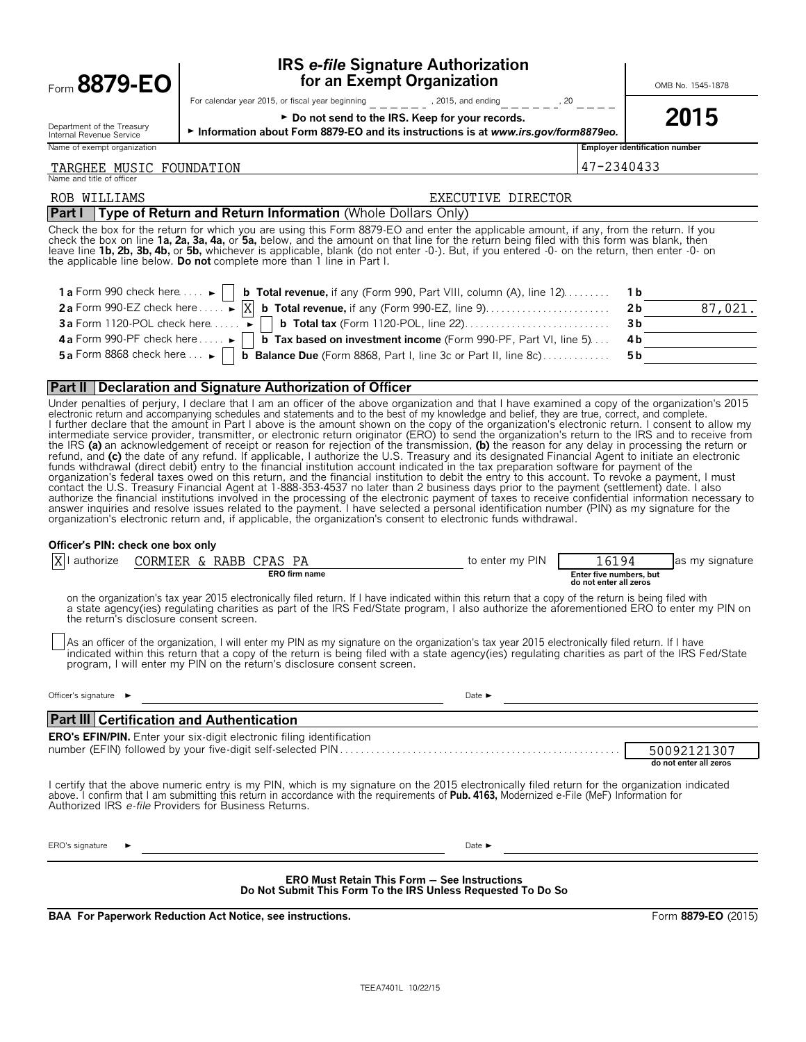Form **8879-EO**

# IRS *e-file* Signature Authorization for an Exempt Organization

For calendar year 2015, or fiscal year beginning ______, 2015, and ending ______, 20 ____

► Do not send to the IRS. Keep for your records.

► Information about Form 8879-EO and its instructions is at *www.irs.gov/form8879eo.*

OMB No. 1545-1878

**2015**

Department of the Treasury
Internal Revenue Service

Name of exempt organization: TARGHEE MUSIC FOUNDATION

Employer identification number: 47-2340433

Name and title of officer: ROB WILLIAMS — EXECUTIVE DIRECTOR

## Part I — Type of Return and Return Information (Whole Dollars Only)

Check the box for the return for which you are using this Form 8879-EO and enter the applicable amount, if any, from the return. If you check the box on line **1a, 2a, 3a, 4a,** or **5a,** below, and the amount on that line for the return being filed with this form was blank, then leave line **1b, 2b, 3b, 4b,** or **5b,** whichever is applicable, blank (do not enter -0-). But, if you entered -0- on the return, then enter -0- on the applicable line below. **Do not** complete more than 1 line in Part I.

| | | | |
|---|---|---|---|
| **1 a** Form 990 check here ► [ ] | **b Total revenue,** if any (Form 990, Part VIII, column (A), line 12) | **1 b** | |
| **2 a** Form 990-EZ check here ► [X] | **b Total revenue,** if any (Form 990-EZ, line 9) | **2 b** | 87,021. |
| **3 a** Form 1120-POL check here ► [ ] | **b Total tax** (Form 1120-POL, line 22) | **3 b** | |
| **4 a** Form 990-PF check here ► [ ] | **b Tax based on investment income** (Form 990-PF, Part VI, line 5) | **4 b** | |
| **5 a** Form 8868 check here ► [ ] | **b Balance Due** (Form 8868, Part I, line 3c or Part II, line 8c) | **5 b** | |

## Part II — Declaration and Signature Authorization of Officer

Under penalties of perjury, I declare that I am an officer of the above organization and that I have examined a copy of the organization's 2015 electronic return and accompanying schedules and statements and to the best of my knowledge and belief, they are true, correct, and complete. I further declare that the amount in Part I above is the amount shown on the copy of the organization's electronic return. I consent to allow my intermediate service provider, transmitter, or electronic return originator (ERO) to send the organization's return to the IRS and to receive from the IRS **(a)** an acknowledgement of receipt or reason for rejection of the transmission, **(b)** the reason for any delay in processing the return or refund, and **(c)** the date of any refund. If applicable, I authorize the U.S. Treasury and its designated Financial Agent to initiate an electronic funds withdrawal (direct debit) entry to the financial institution account indicated in the tax preparation software for payment of the organization's federal taxes owed on this return, and the financial institution to debit the entry to this account. To revoke a payment, I must contact the U.S. Treasury Financial Agent at 1-888-353-4537 no later than 2 business days prior to the payment (settlement) date. I also authorize the financial institutions involved in the processing of the electronic payment of taxes to receive confidential information necessary to answer inquiries and resolve issues related to the payment. I have selected a personal identification number (PIN) as my signature for the organization's electronic return and, if applicable, the organization's consent to electronic funds withdrawal.

**Officer's PIN: check one box only**

[X] I authorize CORMIER & RABB CPAS PA (ERO firm name) to enter my PIN 16194 (Enter five numbers, but do not enter all zeros) as my signature on the organization's tax year 2015 electronically filed return. If I have indicated within this return that a copy of the return is being filed with a state agency(ies) regulating charities as part of the IRS Fed/State program, I also authorize the aforementioned ERO to enter my PIN on the return's disclosure consent screen.

[ ] As an officer of the organization, I will enter my PIN as my signature on the organization's tax year 2015 electronically filed return. If I have indicated within this return that a copy of the return is being filed with a state agency(ies) regulating charities as part of the IRS Fed/State program, I will enter my PIN on the return's disclosure consent screen.

Officer's signature ► ______________________ Date ► ______________

## Part III — Certification and Authentication

**ERO's EFIN/PIN.** Enter your six-digit electronic filing identification number (EFIN) followed by your five-digit self-selected PIN: 50092121307 (do not enter all zeros)

I certify that the above numeric entry is my PIN, which is my signature on the 2015 electronically filed return for the organization indicated above. I confirm that I am submitting this return in accordance with the requirements of **Pub. 4163,** Modernized e-File (MeF) Information for Authorized IRS *e-file* Providers for Business Returns.

ERO's signature ► ______________________ Date ► ______________

**ERO Must Retain This Form — See Instructions**
**Do Not Submit This Form To the IRS Unless Requested To Do So**

**BAA For Paperwork Reduction Act Notice, see instructions.** Form **8879-EO** (2015)

TEEA7401L 10/22/15